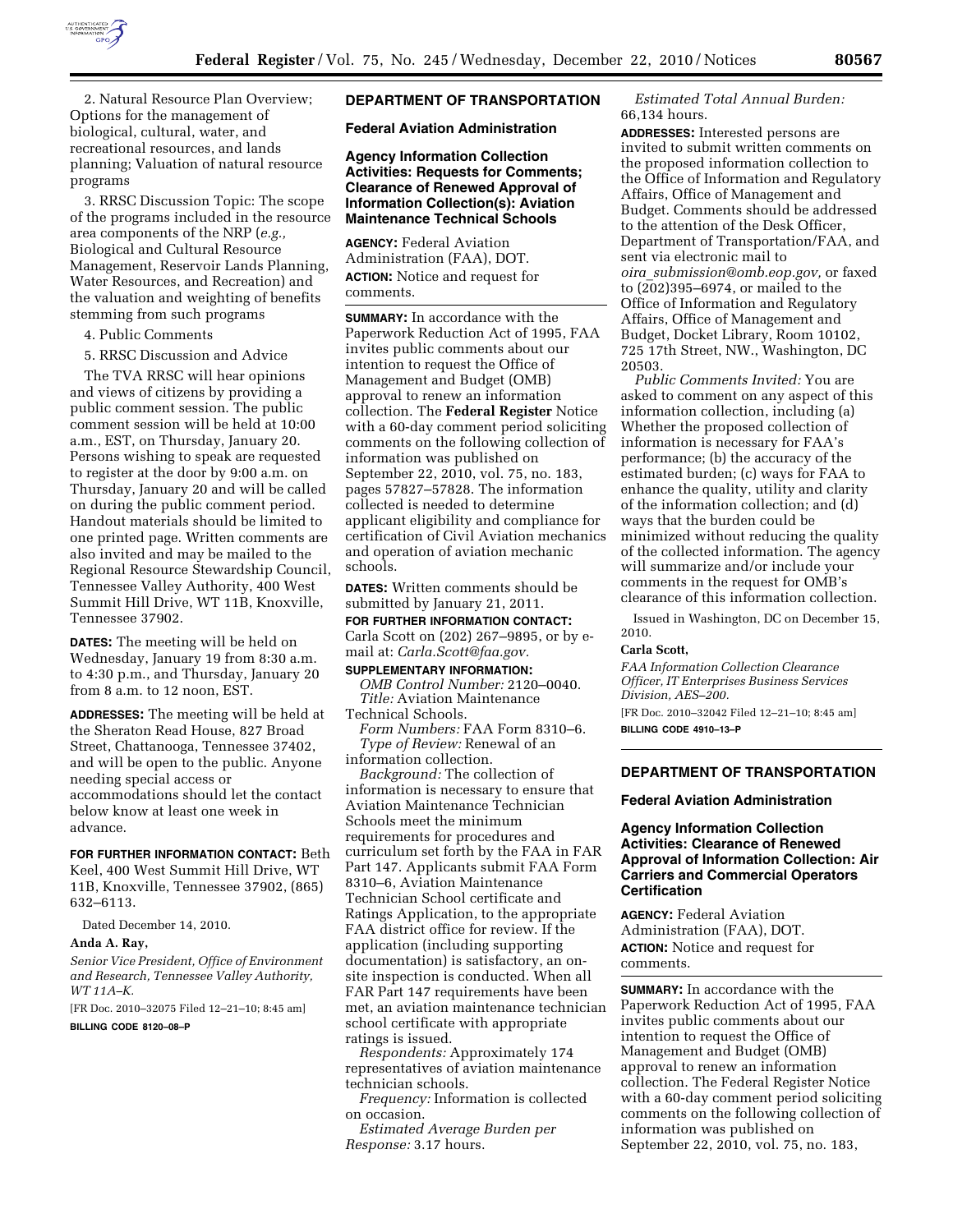2. Natural Resource Plan Overview; Options for the management of biological, cultural, water, and recreational resources, and lands planning; Valuation of natural resource programs

3. RRSC Discussion Topic: The scope of the programs included in the resource area components of the NRP (*e.g.,* Biological and Cultural Resource Management, Reservoir Lands Planning, Water Resources, and Recreation) and the valuation and weighting of benefits stemming from such programs

4. Public Comments

5. RRSC Discussion and Advice

The TVA RRSC will hear opinions and views of citizens by providing a public comment session. The public comment session will be held at 10:00 a.m., EST, on Thursday, January 20. Persons wishing to speak are requested to register at the door by 9:00 a.m. on Thursday, January 20 and will be called on during the public comment period. Handout materials should be limited to one printed page. Written comments are also invited and may be mailed to the Regional Resource Stewardship Council, Tennessee Valley Authority, 400 West Summit Hill Drive, WT 11B, Knoxville, Tennessee 37902.

**DATES:** The meeting will be held on Wednesday, January 19 from 8:30 a.m. to 4:30 p.m., and Thursday, January 20 from 8 a.m. to 12 noon, EST.

**ADDRESSES:** The meeting will be held at the Sheraton Read House, 827 Broad Street, Chattanooga, Tennessee 37402, and will be open to the public. Anyone needing special access or accommodations should let the contact below know at least one week in advance.

**FOR FURTHER INFORMATION CONTACT:** Beth Keel, 400 West Summit Hill Drive, WT 11B, Knoxville, Tennessee 37902, (865) 632–6113.

Dated December 14, 2010.

**Anda A. Ray,**

*Senior Vice President, Office of Environment and Research, Tennessee Valley Authority, WT 11A–K.*

[FR Doc. 2010–32075 Filed 12–21–10; 8:45 am]

**BILLING CODE 8120–08–P**

## DEPARTMENT OF TRANSPORTATION

### Federal Aviation Administration

### Agency Information Collection Activities: Requests for Comments; Clearance of Renewed Approval of Information Collection(s): Aviation Maintenance Technical Schools

**AGENCY:** Federal Aviation Administration (FAA), DOT.

**ACTION:** Notice and request for comments.

**SUMMARY:** In accordance with the Paperwork Reduction Act of 1995, FAA invites public comments about our intention to request the Office of Management and Budget (OMB) approval to renew an information collection. The **Federal Register** Notice with a 60-day comment period soliciting comments on the following collection of information was published on September 22, 2010, vol. 75, no. 183, pages 57827–57828. The information collected is needed to determine applicant eligibility and compliance for certification of Civil Aviation mechanics and operation of aviation mechanic schools.

**DATES:** Written comments should be submitted by January 21, 2011.

**FOR FURTHER INFORMATION CONTACT:** Carla Scott on (202) 267–9895, or by e-mail at: *Carla.Scott@faa.gov.*

**SUPPLEMENTARY INFORMATION:**

*OMB Control Number:* 2120–0040.

*Title:* Aviation Maintenance Technical Schools.

*Form Numbers:* FAA Form 8310–6.

*Type of Review:* Renewal of an information collection.

*Background:* The collection of information is necessary to ensure that Aviation Maintenance Technician Schools meet the minimum requirements for procedures and curriculum set forth by the FAA in FAR Part 147. Applicants submit FAA Form 8310–6, Aviation Maintenance Technician School certificate and Ratings Application, to the appropriate FAA district office for review. If the application (including supporting documentation) is satisfactory, an on-site inspection is conducted. When all FAR Part 147 requirements have been met, an aviation maintenance technician school certificate with appropriate ratings is issued.

*Respondents:* Approximately 174 representatives of aviation maintenance technician schools.

*Frequency:* Information is collected on occasion.

*Estimated Average Burden per Response:* 3.17 hours.

*Estimated Total Annual Burden:* 66,134 hours.

**ADDRESSES:** Interested persons are invited to submit written comments on the proposed information collection to the Office of Information and Regulatory Affairs, Office of Management and Budget. Comments should be addressed to the attention of the Desk Officer, Department of Transportation/FAA, and sent via electronic mail to *oira_submission@omb.eop.gov,* or faxed to (202)395–6974, or mailed to the Office of Information and Regulatory Affairs, Office of Management and Budget, Docket Library, Room 10102, 725 17th Street, NW., Washington, DC 20503.

*Public Comments Invited:* You are asked to comment on any aspect of this information collection, including (a) Whether the proposed collection of information is necessary for FAA's performance; (b) the accuracy of the estimated burden; (c) ways for FAA to enhance the quality, utility and clarity of the information collection; and (d) ways that the burden could be minimized without reducing the quality of the collected information. The agency will summarize and/or include your comments in the request for OMB's clearance of this information collection.

Issued in Washington, DC on December 15, 2010.

**Carla Scott,**

*FAA Information Collection Clearance Officer, IT Enterprises Business Services Division, AES–200.*

[FR Doc. 2010–32042 Filed 12–21–10; 8:45 am]

**BILLING CODE 4910–13–P**

## DEPARTMENT OF TRANSPORTATION

### Federal Aviation Administration

### Agency Information Collection Activities: Clearance of Renewed Approval of Information Collection: Air Carriers and Commercial Operators Certification

**AGENCY:** Federal Aviation Administration (FAA), DOT.

**ACTION:** Notice and request for comments.

**SUMMARY:** In accordance with the Paperwork Reduction Act of 1995, FAA invites public comments about our intention to request the Office of Management and Budget (OMB) approval to renew an information collection. The Federal Register Notice with a 60-day comment period soliciting comments on the following collection of information was published on September 22, 2010, vol. 75, no. 183,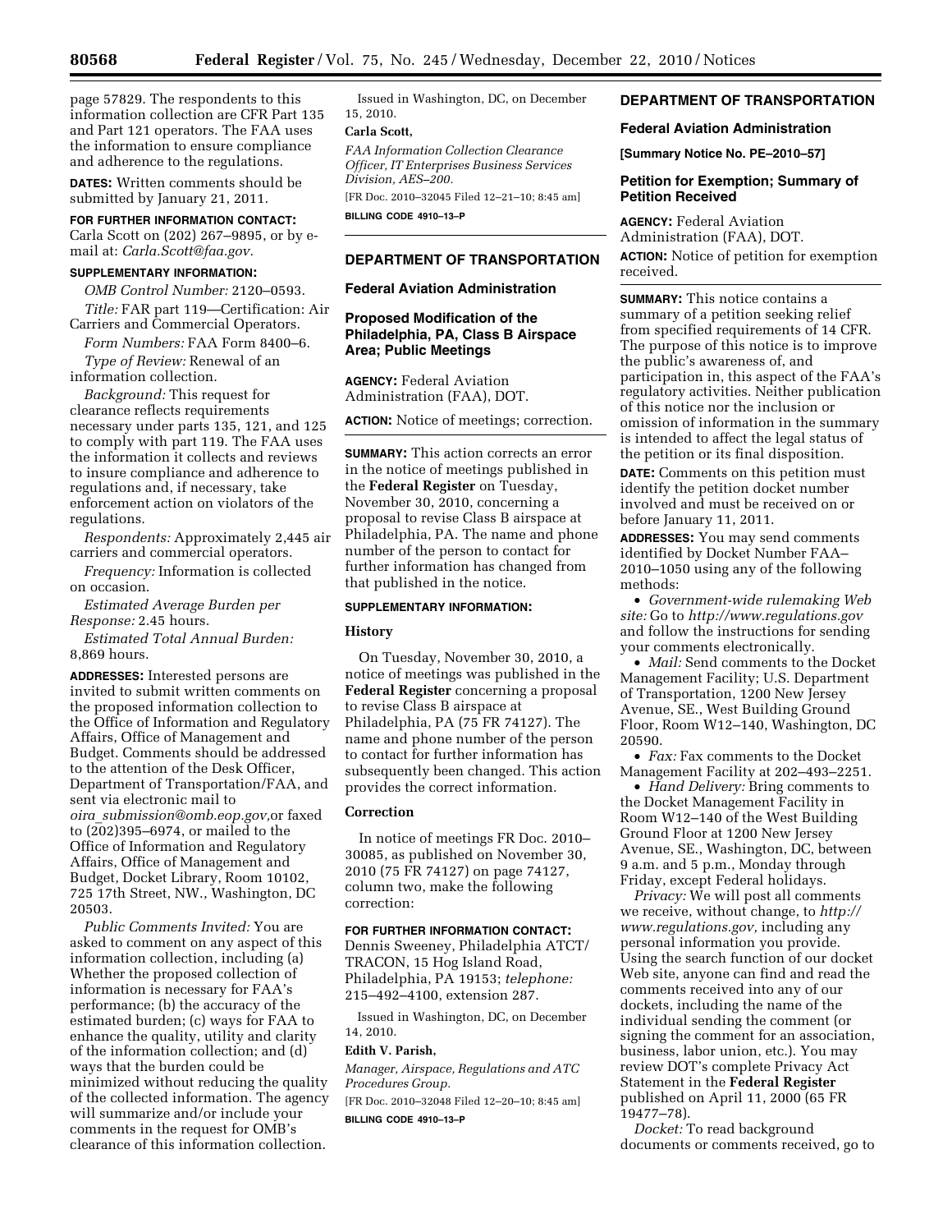page 57829. The respondents to this information collection are CFR Part 135 and Part 121 operators. The FAA uses the information to ensure compliance and adherence to the regulations.

**DATES:** Written comments should be submitted by January 21, 2011.

**FOR FURTHER INFORMATION CONTACT:** Carla Scott on (202) 267–9895, or by e-mail at: *Carla.Scott@faa.gov.*

**SUPPLEMENTARY INFORMATION:**

*OMB Control Number:* 2120–0593.

*Title:* FAR part 119—Certification: Air Carriers and Commercial Operators.

*Form Numbers:* FAA Form 8400–6.

*Type of Review:* Renewal of an information collection.

*Background:* This request for clearance reflects requirements necessary under parts 135, 121, and 125 to comply with part 119. The FAA uses the information it collects and reviews to insure compliance and adherence to regulations and, if necessary, take enforcement action on violators of the regulations.

*Respondents:* Approximately 2,445 air carriers and commercial operators.

*Frequency:* Information is collected on occasion.

*Estimated Average Burden per Response:* 2.45 hours.

*Estimated Total Annual Burden:* 8,869 hours.

**ADDRESSES:** Interested persons are invited to submit written comments on the proposed information collection to the Office of Information and Regulatory Affairs, Office of Management and Budget. Comments should be addressed to the attention of the Desk Officer, Department of Transportation/FAA, and sent via electronic mail to *oira_submission@omb.eop.gov,*or faxed to (202)395–6974, or mailed to the Office of Information and Regulatory Affairs, Office of Management and Budget, Docket Library, Room 10102, 725 17th Street, NW., Washington, DC 20503.

*Public Comments Invited:* You are asked to comment on any aspect of this information collection, including (a) Whether the proposed collection of information is necessary for FAA's performance; (b) the accuracy of the estimated burden; (c) ways for FAA to enhance the quality, utility and clarity of the information collection; and (d) ways that the burden could be minimized without reducing the quality of the collected information. The agency will summarize and/or include your comments in the request for OMB's clearance of this information collection.

Issued in Washington, DC, on December 15, 2010.

**Carla Scott,**

*FAA Information Collection Clearance Officer, IT Enterprises Business Services Division, AES–200.*

[FR Doc. 2010–32045 Filed 12–21–10; 8:45 am]

**BILLING CODE 4910–13–P**

## DEPARTMENT OF TRANSPORTATION

### Federal Aviation Administration

### Proposed Modification of the Philadelphia, PA, Class B Airspace Area; Public Meetings

**AGENCY:** Federal Aviation Administration (FAA), DOT.

**ACTION:** Notice of meetings; correction.

**SUMMARY:** This action corrects an error in the notice of meetings published in the **Federal Register** on Tuesday, November 30, 2010, concerning a proposal to revise Class B airspace at Philadelphia, PA. The name and phone number of the person to contact for further information has changed from that published in the notice.

**SUPPLEMENTARY INFORMATION:**

#### History

On Tuesday, November 30, 2010, a notice of meetings was published in the **Federal Register** concerning a proposal to revise Class B airspace at Philadelphia, PA (75 FR 74127). The name and phone number of the person to contact for further information has subsequently been changed. This action provides the correct information.

#### Correction

In notice of meetings FR Doc. 2010–30085, as published on November 30, 2010 (75 FR 74127) on page 74127, column two, make the following correction:

**FOR FURTHER INFORMATION CONTACT:** Dennis Sweeney, Philadelphia ATCT/TRACON, 15 Hog Island Road, Philadelphia, PA 19153; *telephone:* 215–492–4100, extension 287.

Issued in Washington, DC, on December 14, 2010.

**Edith V. Parish,**

*Manager, Airspace, Regulations and ATC Procedures Group.*

[FR Doc. 2010–32048 Filed 12–20–10; 8:45 am]

**BILLING CODE 4910–13–P**

## DEPARTMENT OF TRANSPORTATION

### Federal Aviation Administration

**[Summary Notice No. PE–2010–57]**

### Petition for Exemption; Summary of Petition Received

**AGENCY:** Federal Aviation Administration (FAA), DOT.

**ACTION:** Notice of petition for exemption received.

**SUMMARY:** This notice contains a summary of a petition seeking relief from specified requirements of 14 CFR. The purpose of this notice is to improve the public's awareness of, and participation in, this aspect of the FAA's regulatory activities. Neither publication of this notice nor the inclusion or omission of information in the summary is intended to affect the legal status of the petition or its final disposition.

**DATE:** Comments on this petition must identify the petition docket number involved and must be received on or before January 11, 2011.

**ADDRESSES:** You may send comments identified by Docket Number FAA–2010–1050 using any of the following methods:

- *Government-wide rulemaking Web site:* Go to *http://www.regulations.gov* and follow the instructions for sending your comments electronically.
- *Mail:* Send comments to the Docket Management Facility; U.S. Department of Transportation, 1200 New Jersey Avenue, SE., West Building Ground Floor, Room W12–140, Washington, DC 20590.
- *Fax:* Fax comments to the Docket Management Facility at 202–493–2251.
- *Hand Delivery:* Bring comments to the Docket Management Facility in Room W12–140 of the West Building Ground Floor at 1200 New Jersey Avenue, SE., Washington, DC, between 9 a.m. and 5 p.m., Monday through Friday, except Federal holidays.

*Privacy:* We will post all comments we receive, without change, to *http://www.regulations.gov,* including any personal information you provide. Using the search function of our docket Web site, anyone can find and read the comments received into any of our dockets, including the name of the individual sending the comment (or signing the comment for an association, business, labor union, etc.). You may review DOT's complete Privacy Act Statement in the **Federal Register** published on April 11, 2000 (65 FR 19477–78).

*Docket:* To read background documents or comments received, go to